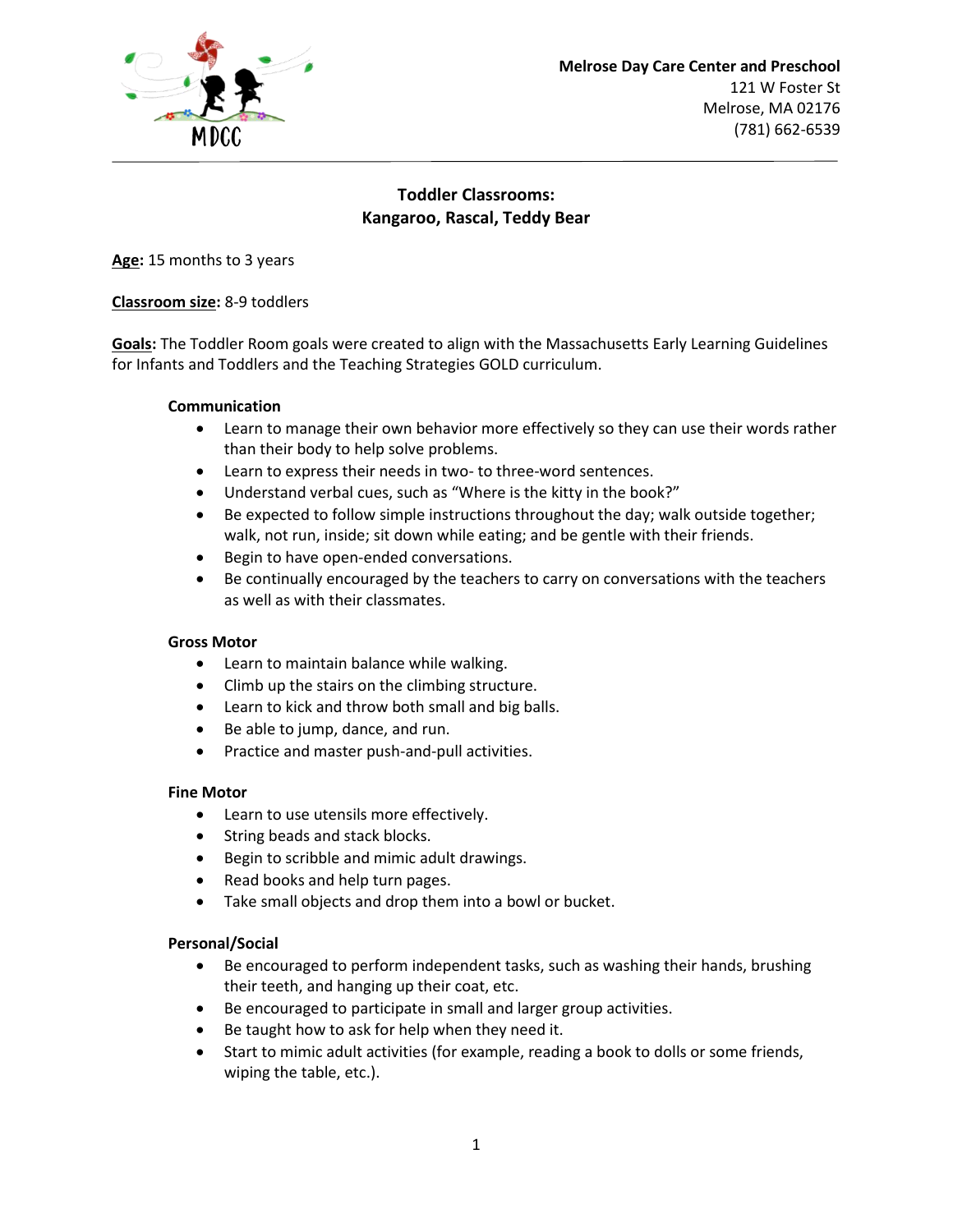**Melrose Day Care Center and Preschool**
121 W Foster St
Melrose, MA 02176
(781) 662-6539

## Toddler Classrooms:
## Kangaroo, Rascal, Teddy Bear

**Age:** 15 months to 3 years

**Classroom size:** 8-9 toddlers

**Goals:** The Toddler Room goals were created to align with the Massachusetts Early Learning Guidelines for Infants and Toddlers and the Teaching Strategies GOLD curriculum.

### Communication

- Learn to manage their own behavior more effectively so they can use their words rather than their body to help solve problems.
- Learn to express their needs in two- to three-word sentences.
- Understand verbal cues, such as "Where is the kitty in the book?"
- Be expected to follow simple instructions throughout the day; walk outside together; walk, not run, inside; sit down while eating; and be gentle with their friends.
- Begin to have open-ended conversations.
- Be continually encouraged by the teachers to carry on conversations with the teachers as well as with their classmates.

### Gross Motor

- Learn to maintain balance while walking.
- Climb up the stairs on the climbing structure.
- Learn to kick and throw both small and big balls.
- Be able to jump, dance, and run.
- Practice and master push-and-pull activities.

### Fine Motor

- Learn to use utensils more effectively.
- String beads and stack blocks.
- Begin to scribble and mimic adult drawings.
- Read books and help turn pages.
- Take small objects and drop them into a bowl or bucket.

### Personal/Social

- Be encouraged to perform independent tasks, such as washing their hands, brushing their teeth, and hanging up their coat, etc.
- Be encouraged to participate in small and larger group activities.
- Be taught how to ask for help when they need it.
- Start to mimic adult activities (for example, reading a book to dolls or some friends, wiping the table, etc.).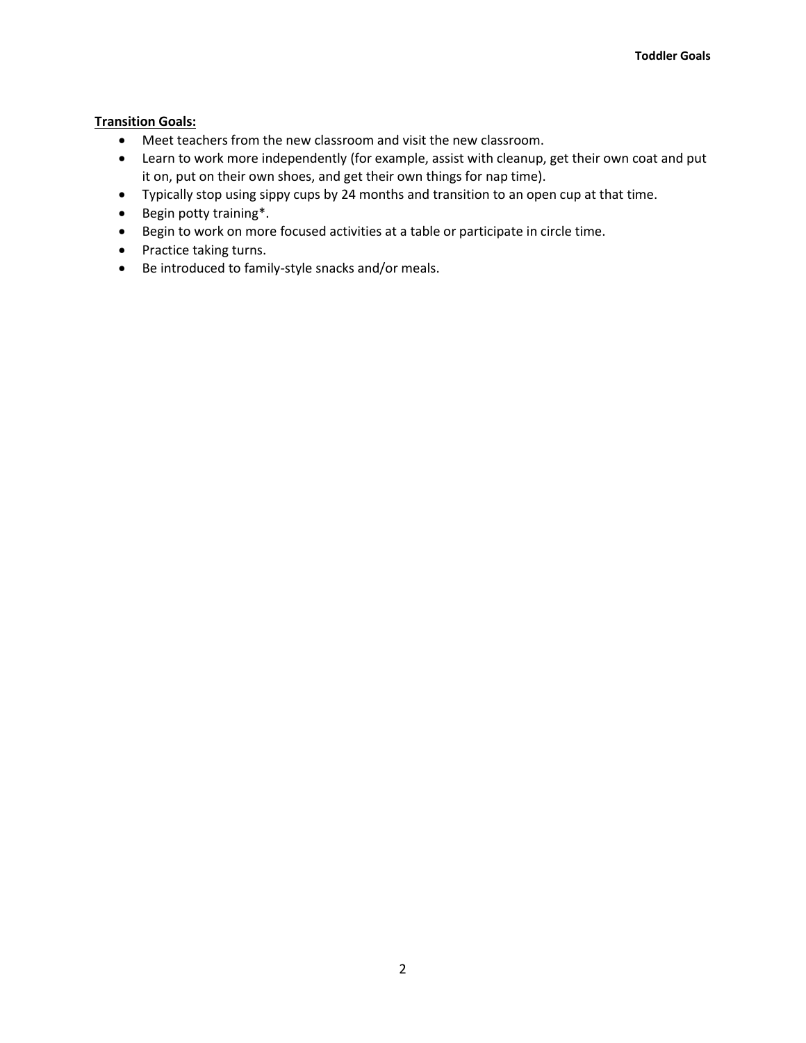**Transition Goals:**

- Meet teachers from the new classroom and visit the new classroom.
- Learn to work more independently (for example, assist with cleanup, get their own coat and put it on, put on their own shoes, and get their own things for nap time).
- Typically stop using sippy cups by 24 months and transition to an open cup at that time.
- Begin potty training*.
- Begin to work on more focused activities at a table or participate in circle time.
- Practice taking turns.
- Be introduced to family-style snacks and/or meals.